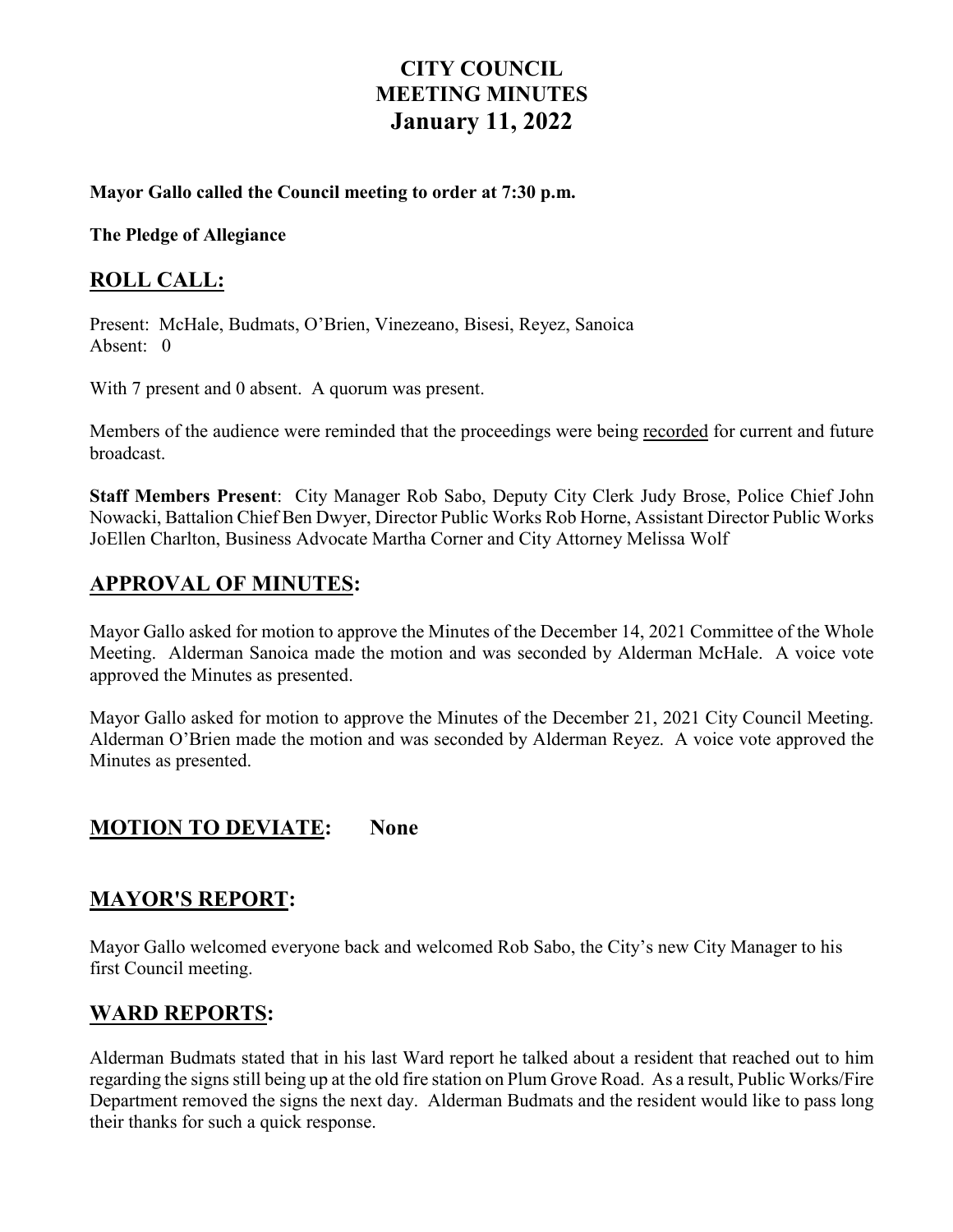# CITY COUNCIL
# MEETING MINUTES
# January 11, 2022

**Mayor Gallo called the Council meeting to order at 7:30 p.m.**

**The Pledge of Allegiance**

## ROLL CALL:

Present: McHale, Budmats, O'Brien, Vinezeano, Bisesi, Reyez, Sanoica
Absent: 0

With 7 present and 0 absent. A quorum was present.

Members of the audience were reminded that the proceedings were being recorded for current and future broadcast.

**Staff Members Present**: City Manager Rob Sabo, Deputy City Clerk Judy Brose, Police Chief John Nowacki, Battalion Chief Ben Dwyer, Director Public Works Rob Horne, Assistant Director Public Works JoEllen Charlton, Business Advocate Martha Corner and City Attorney Melissa Wolf

## APPROVAL OF MINUTES:

Mayor Gallo asked for motion to approve the Minutes of the December 14, 2021 Committee of the Whole Meeting. Alderman Sanoica made the motion and was seconded by Alderman McHale. A voice vote approved the Minutes as presented.

Mayor Gallo asked for motion to approve the Minutes of the December 21, 2021 City Council Meeting. Alderman O'Brien made the motion and was seconded by Alderman Reyez. A voice vote approved the Minutes as presented.

## MOTION TO DEVIATE: None

## MAYOR'S REPORT:

Mayor Gallo welcomed everyone back and welcomed Rob Sabo, the City's new City Manager to his first Council meeting.

## WARD REPORTS:

Alderman Budmats stated that in his last Ward report he talked about a resident that reached out to him regarding the signs still being up at the old fire station on Plum Grove Road. As a result, Public Works/Fire Department removed the signs the next day. Alderman Budmats and the resident would like to pass long their thanks for such a quick response.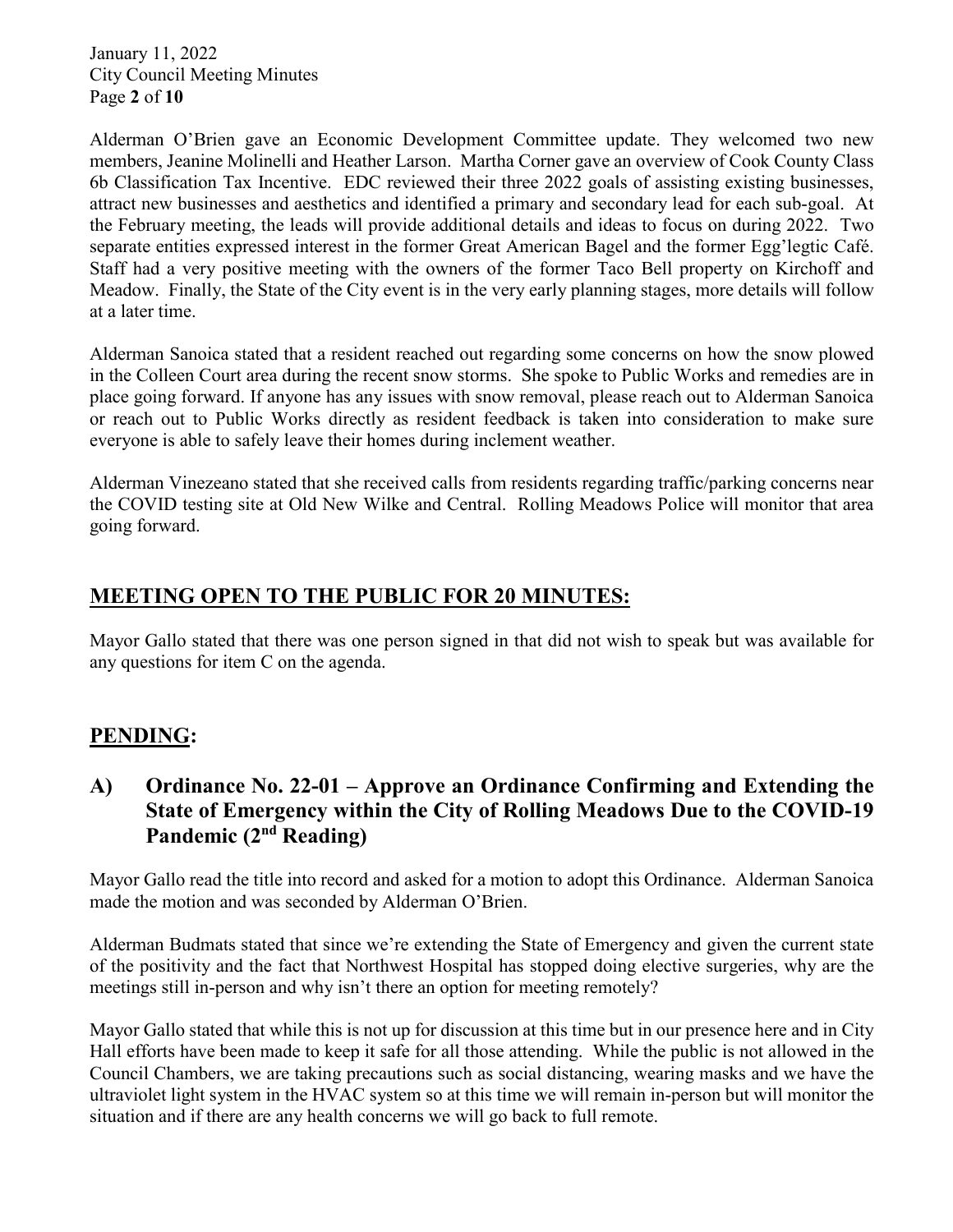Alderman O'Brien gave an Economic Development Committee update. They welcomed two new members, Jeanine Molinelli and Heather Larson. Martha Corner gave an overview of Cook County Class 6b Classification Tax Incentive. EDC reviewed their three 2022 goals of assisting existing businesses, attract new businesses and aesthetics and identified a primary and secondary lead for each sub-goal. At the February meeting, the leads will provide additional details and ideas to focus on during 2022. Two separate entities expressed interest in the former Great American Bagel and the former Egg'legtic Café. Staff had a very positive meeting with the owners of the former Taco Bell property on Kirchoff and Meadow. Finally, the State of the City event is in the very early planning stages, more details will follow at a later time.

Alderman Sanoica stated that a resident reached out regarding some concerns on how the snow plowed in the Colleen Court area during the recent snow storms. She spoke to Public Works and remedies are in place going forward. If anyone has any issues with snow removal, please reach out to Alderman Sanoica or reach out to Public Works directly as resident feedback is taken into consideration to make sure everyone is able to safely leave their homes during inclement weather.

Alderman Vinezeano stated that she received calls from residents regarding traffic/parking concerns near the COVID testing site at Old New Wilke and Central. Rolling Meadows Police will monitor that area going forward.

## MEETING OPEN TO THE PUBLIC FOR 20 MINUTES:

Mayor Gallo stated that there was one person signed in that did not wish to speak but was available for any questions for item C on the agenda.

## PENDING:

### A) Ordinance No. 22-01 – Approve an Ordinance Confirming and Extending the State of Emergency within the City of Rolling Meadows Due to the COVID-19 Pandemic (2nd Reading)

Mayor Gallo read the title into record and asked for a motion to adopt this Ordinance. Alderman Sanoica made the motion and was seconded by Alderman O'Brien.

Alderman Budmats stated that since we're extending the State of Emergency and given the current state of the positivity and the fact that Northwest Hospital has stopped doing elective surgeries, why are the meetings still in-person and why isn't there an option for meeting remotely?

Mayor Gallo stated that while this is not up for discussion at this time but in our presence here and in City Hall efforts have been made to keep it safe for all those attending. While the public is not allowed in the Council Chambers, we are taking precautions such as social distancing, wearing masks and we have the ultraviolet light system in the HVAC system so at this time we will remain in-person but will monitor the situation and if there are any health concerns we will go back to full remote.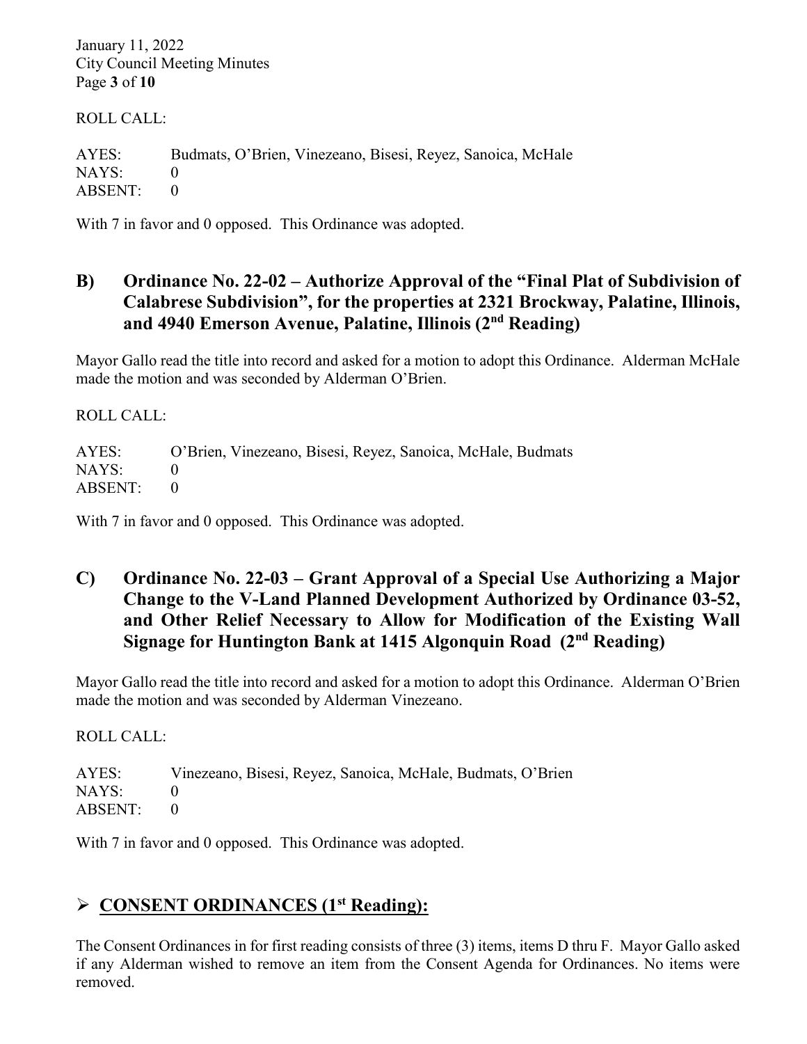ROLL CALL:

AYES: Budmats, O'Brien, Vinezeano, Bisesi, Reyez, Sanoica, McHale
NAYS: 0
ABSENT: 0

With 7 in favor and 0 opposed. This Ordinance was adopted.

## B) Ordinance No. 22-02 – Authorize Approval of the "Final Plat of Subdivision of Calabrese Subdivision", for the properties at 2321 Brockway, Palatine, Illinois, and 4940 Emerson Avenue, Palatine, Illinois (2nd Reading)

Mayor Gallo read the title into record and asked for a motion to adopt this Ordinance. Alderman McHale made the motion and was seconded by Alderman O'Brien.

ROLL CALL:

AYES: O'Brien, Vinezeano, Bisesi, Reyez, Sanoica, McHale, Budmats
NAYS: 0
ABSENT: 0

With 7 in favor and 0 opposed. This Ordinance was adopted.

## C) Ordinance No. 22-03 – Grant Approval of a Special Use Authorizing a Major Change to the V-Land Planned Development Authorized by Ordinance 03-52, and Other Relief Necessary to Allow for Modification of the Existing Wall Signage for Huntington Bank at 1415 Algonquin Road (2nd Reading)

Mayor Gallo read the title into record and asked for a motion to adopt this Ordinance. Alderman O'Brien made the motion and was seconded by Alderman Vinezeano.

ROLL CALL:

AYES: Vinezeano, Bisesi, Reyez, Sanoica, McHale, Budmats, O'Brien
NAYS: 0
ABSENT: 0

With 7 in favor and 0 opposed. This Ordinance was adopted.

## ➢ CONSENT ORDINANCES (1st Reading):

The Consent Ordinances in for first reading consists of three (3) items, items D thru F. Mayor Gallo asked if any Alderman wished to remove an item from the Consent Agenda for Ordinances. No items were removed.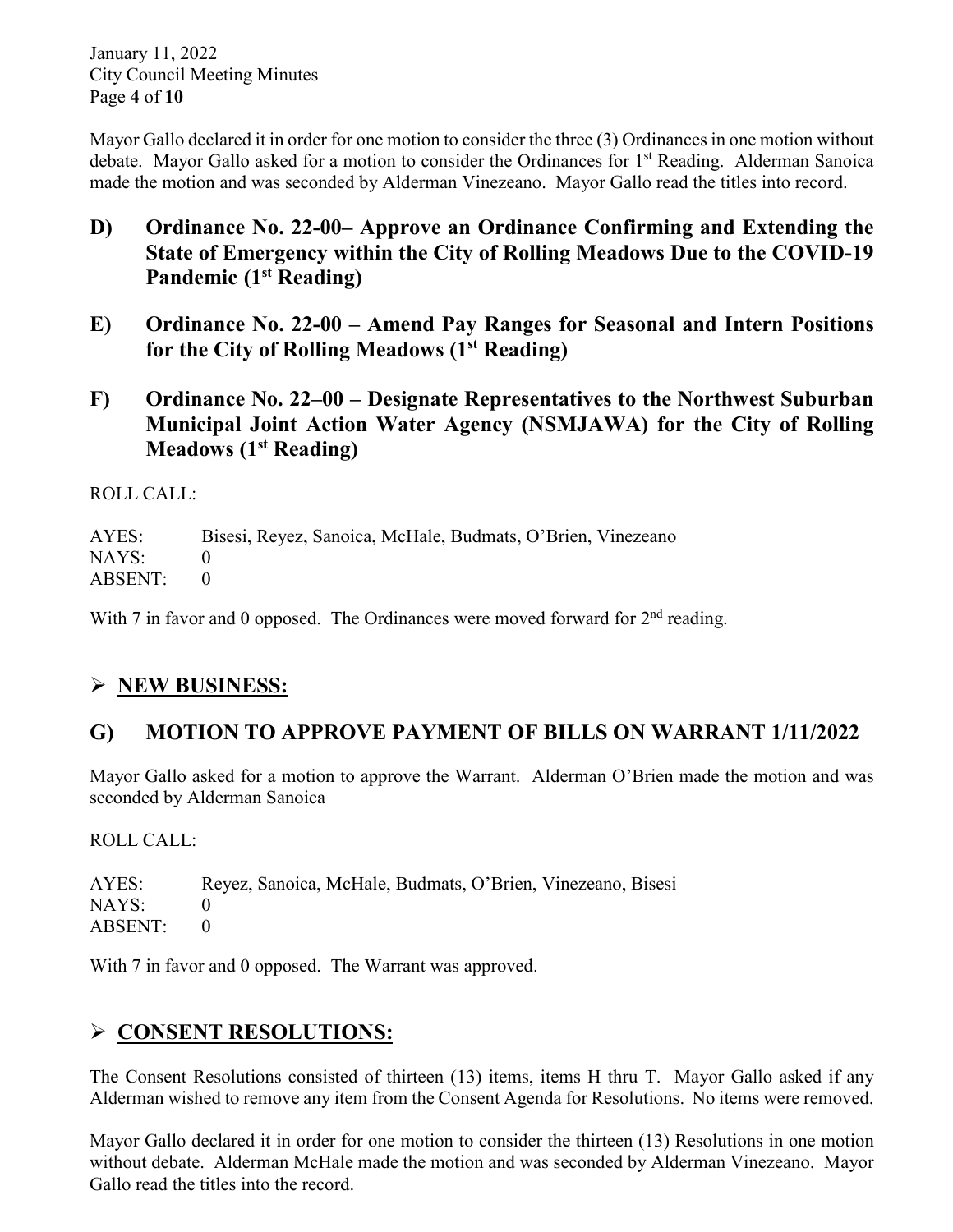Mayor Gallo declared it in order for one motion to consider the three (3) Ordinances in one motion without debate. Mayor Gallo asked for a motion to consider the Ordinances for 1st Reading. Alderman Sanoica made the motion and was seconded by Alderman Vinezeano. Mayor Gallo read the titles into record.

## D) Ordinance No. 22-00– Approve an Ordinance Confirming and Extending the State of Emergency within the City of Rolling Meadows Due to the COVID-19 Pandemic (1st Reading)

## E) Ordinance No. 22-00 – Amend Pay Ranges for Seasonal and Intern Positions for the City of Rolling Meadows (1st Reading)

## F) Ordinance No. 22–00 – Designate Representatives to the Northwest Suburban Municipal Joint Action Water Agency (NSMJAWA) for the City of Rolling Meadows (1st Reading)

ROLL CALL:

AYES: Bisesi, Reyez, Sanoica, McHale, Budmats, O'Brien, Vinezeano
NAYS: 0
ABSENT: 0

With 7 in favor and 0 opposed. The Ordinances were moved forward for 2nd reading.

## ➢ NEW BUSINESS:

## G) MOTION TO APPROVE PAYMENT OF BILLS ON WARRANT 1/11/2022

Mayor Gallo asked for a motion to approve the Warrant. Alderman O'Brien made the motion and was seconded by Alderman Sanoica

ROLL CALL:

AYES: Reyez, Sanoica, McHale, Budmats, O'Brien, Vinezeano, Bisesi
NAYS: 0
ABSENT: 0

With 7 in favor and 0 opposed. The Warrant was approved.

## ➢ CONSENT RESOLUTIONS:

The Consent Resolutions consisted of thirteen (13) items, items H thru T. Mayor Gallo asked if any Alderman wished to remove any item from the Consent Agenda for Resolutions. No items were removed.

Mayor Gallo declared it in order for one motion to consider the thirteen (13) Resolutions in one motion without debate. Alderman McHale made the motion and was seconded by Alderman Vinezeano. Mayor Gallo read the titles into the record.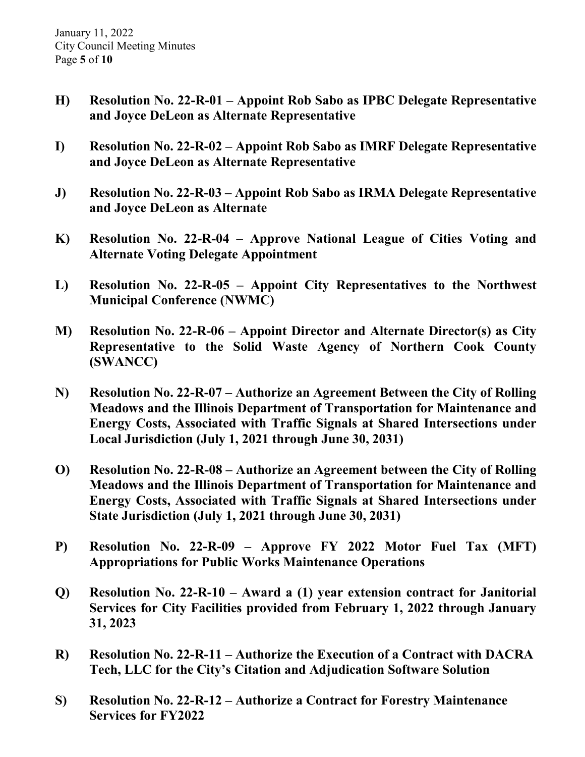**H) Resolution No. 22-R-01 – Appoint Rob Sabo as IPBC Delegate Representative and Joyce DeLeon as Alternate Representative**

**I) Resolution No. 22-R-02 – Appoint Rob Sabo as IMRF Delegate Representative and Joyce DeLeon as Alternate Representative**

**J) Resolution No. 22-R-03 – Appoint Rob Sabo as IRMA Delegate Representative and Joyce DeLeon as Alternate**

**K) Resolution No. 22-R-04 – Approve National League of Cities Voting and Alternate Voting Delegate Appointment**

**L) Resolution No. 22-R-05 – Appoint City Representatives to the Northwest Municipal Conference (NWMC)**

**M) Resolution No. 22-R-06 – Appoint Director and Alternate Director(s) as City Representative to the Solid Waste Agency of Northern Cook County (SWANCC)**

**N) Resolution No. 22-R-07 – Authorize an Agreement Between the City of Rolling Meadows and the Illinois Department of Transportation for Maintenance and Energy Costs, Associated with Traffic Signals at Shared Intersections under Local Jurisdiction (July 1, 2021 through June 30, 2031)**

**O) Resolution No. 22-R-08 – Authorize an Agreement between the City of Rolling Meadows and the Illinois Department of Transportation for Maintenance and Energy Costs, Associated with Traffic Signals at Shared Intersections under State Jurisdiction (July 1, 2021 through June 30, 2031)**

**P) Resolution No. 22-R-09 – Approve FY 2022 Motor Fuel Tax (MFT) Appropriations for Public Works Maintenance Operations**

**Q) Resolution No. 22-R-10 – Award a (1) year extension contract for Janitorial Services for City Facilities provided from February 1, 2022 through January 31, 2023**

**R) Resolution No. 22-R-11 – Authorize the Execution of a Contract with DACRA Tech, LLC for the City's Citation and Adjudication Software Solution**

**S) Resolution No. 22-R-12 – Authorize a Contract for Forestry Maintenance Services for FY2022**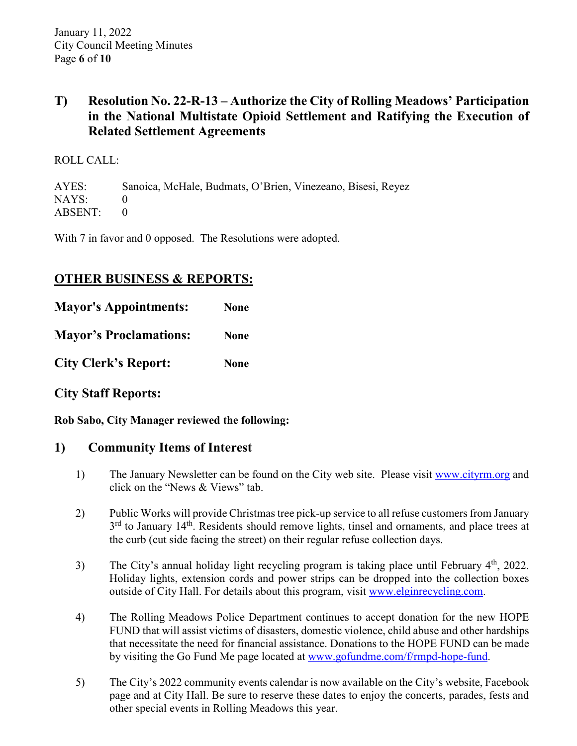## T) Resolution No. 22-R-13 – Authorize the City of Rolling Meadows' Participation in the National Multistate Opioid Settlement and Ratifying the Execution of Related Settlement Agreements

ROLL CALL:

AYES: Sanoica, McHale, Budmats, O'Brien, Vinezeano, Bisesi, Reyez
NAYS: 0
ABSENT: 0

With 7 in favor and 0 opposed. The Resolutions were adopted.

## OTHER BUSINESS & REPORTS:

**Mayor's Appointments:** **None**

**Mayor's Proclamations:** **None**

**City Clerk's Report:** **None**

### City Staff Reports:

**Rob Sabo, City Manager reviewed the following:**

### 1) Community Items of Interest

1) The January Newsletter can be found on the City web site. Please visit www.cityrm.org and click on the "News & Views" tab.

2) Public Works will provide Christmas tree pick-up service to all refuse customers from January 3rd to January 14th. Residents should remove lights, tinsel and ornaments, and place trees at the curb (cut side facing the street) on their regular refuse collection days.

3) The City's annual holiday light recycling program is taking place until February 4th, 2022. Holiday lights, extension cords and power strips can be dropped into the collection boxes outside of City Hall. For details about this program, visit www.elginrecycling.com.

4) The Rolling Meadows Police Department continues to accept donation for the new HOPE FUND that will assist victims of disasters, domestic violence, child abuse and other hardships that necessitate the need for financial assistance. Donations to the HOPE FUND can be made by visiting the Go Fund Me page located at www.gofundme.com/f/rmpd-hope-fund.

5) The City's 2022 community events calendar is now available on the City's website, Facebook page and at City Hall. Be sure to reserve these dates to enjoy the concerts, parades, fests and other special events in Rolling Meadows this year.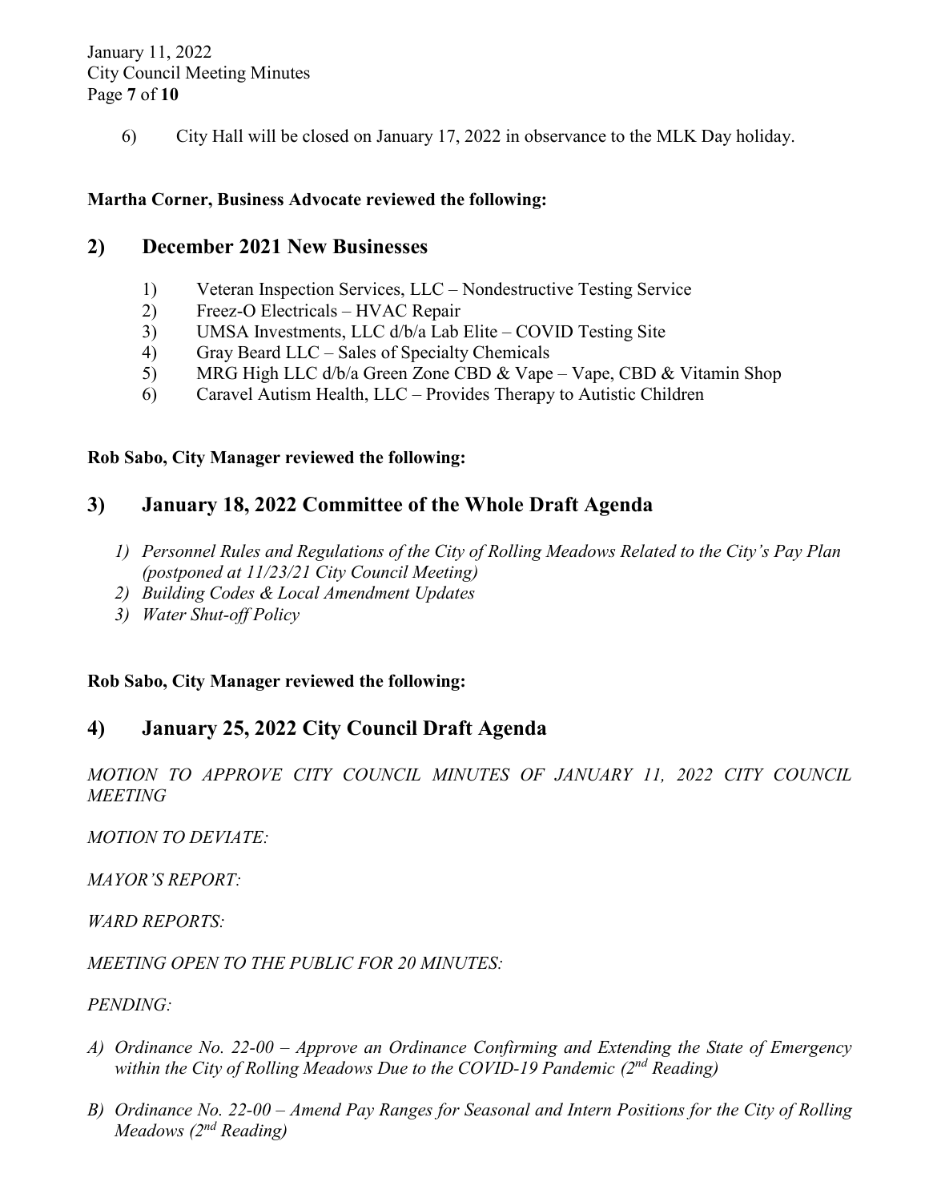6) City Hall will be closed on January 17, 2022 in observance to the MLK Day holiday.

**Martha Corner, Business Advocate reviewed the following:**

## 2) December 2021 New Businesses

1) Veteran Inspection Services, LLC – Nondestructive Testing Service
2) Freez-O Electricals – HVAC Repair
3) UMSA Investments, LLC d/b/a Lab Elite – COVID Testing Site
4) Gray Beard LLC – Sales of Specialty Chemicals
5) MRG High LLC d/b/a Green Zone CBD & Vape – Vape, CBD & Vitamin Shop
6) Caravel Autism Health, LLC – Provides Therapy to Autistic Children

**Rob Sabo, City Manager reviewed the following:**

## 3) January 18, 2022 Committee of the Whole Draft Agenda

1) *Personnel Rules and Regulations of the City of Rolling Meadows Related to the City's Pay Plan (postponed at 11/23/21 City Council Meeting)*
2) *Building Codes & Local Amendment Updates*
3) *Water Shut-off Policy*

**Rob Sabo, City Manager reviewed the following:**

## 4) January 25, 2022 City Council Draft Agenda

*MOTION TO APPROVE CITY COUNCIL MINUTES OF JANUARY 11, 2022 CITY COUNCIL MEETING*

*MOTION TO DEVIATE:*

*MAYOR'S REPORT:*

*WARD REPORTS:*

*MEETING OPEN TO THE PUBLIC FOR 20 MINUTES:*

*PENDING:*

A) *Ordinance No. 22-00 – Approve an Ordinance Confirming and Extending the State of Emergency within the City of Rolling Meadows Due to the COVID-19 Pandemic (2nd Reading)*

B) *Ordinance No. 22-00 – Amend Pay Ranges for Seasonal and Intern Positions for the City of Rolling Meadows (2nd Reading)*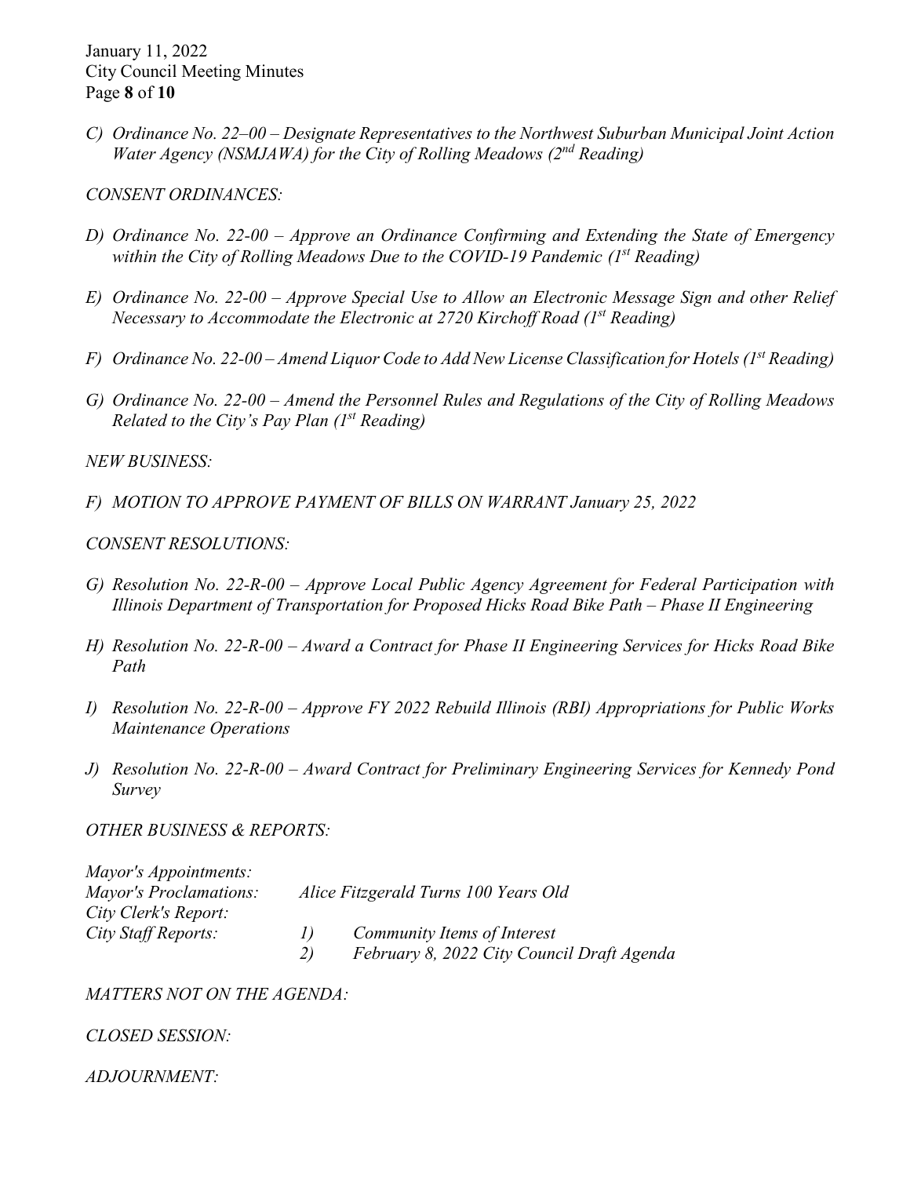*C) Ordinance No. 22–00 – Designate Representatives to the Northwest Suburban Municipal Joint Action Water Agency (NSMJAWA) for the City of Rolling Meadows (2nd Reading)*

*CONSENT ORDINANCES:*

*D) Ordinance No. 22-00 – Approve an Ordinance Confirming and Extending the State of Emergency within the City of Rolling Meadows Due to the COVID-19 Pandemic (1st Reading)*

*E) Ordinance No. 22-00 – Approve Special Use to Allow an Electronic Message Sign and other Relief Necessary to Accommodate the Electronic at 2720 Kirchoff Road (1st Reading)*

*F) Ordinance No. 22-00 – Amend Liquor Code to Add New License Classification for Hotels (1st Reading)*

*G) Ordinance No. 22-00 – Amend the Personnel Rules and Regulations of the City of Rolling Meadows Related to the City's Pay Plan (1st Reading)*

*NEW BUSINESS:*

*F) MOTION TO APPROVE PAYMENT OF BILLS ON WARRANT January 25, 2022*

*CONSENT RESOLUTIONS:*

*G) Resolution No. 22-R-00 – Approve Local Public Agency Agreement for Federal Participation with Illinois Department of Transportation for Proposed Hicks Road Bike Path – Phase II Engineering*

*H) Resolution No. 22-R-00 – Award a Contract for Phase II Engineering Services for Hicks Road Bike Path*

*I) Resolution No. 22-R-00 – Approve FY 2022 Rebuild Illinois (RBI) Appropriations for Public Works Maintenance Operations*

*J) Resolution No. 22-R-00 – Award Contract for Preliminary Engineering Services for Kennedy Pond Survey*

*OTHER BUSINESS & REPORTS:*

*Mayor's Appointments:*
*Mayor's Proclamations:* *Alice Fitzgerald Turns 100 Years Old*
*City Clerk's Report:*
*City Staff Reports:*
*1) Community Items of Interest*
*2) February 8, 2022 City Council Draft Agenda*

*MATTERS NOT ON THE AGENDA:*

*CLOSED SESSION:*

*ADJOURNMENT:*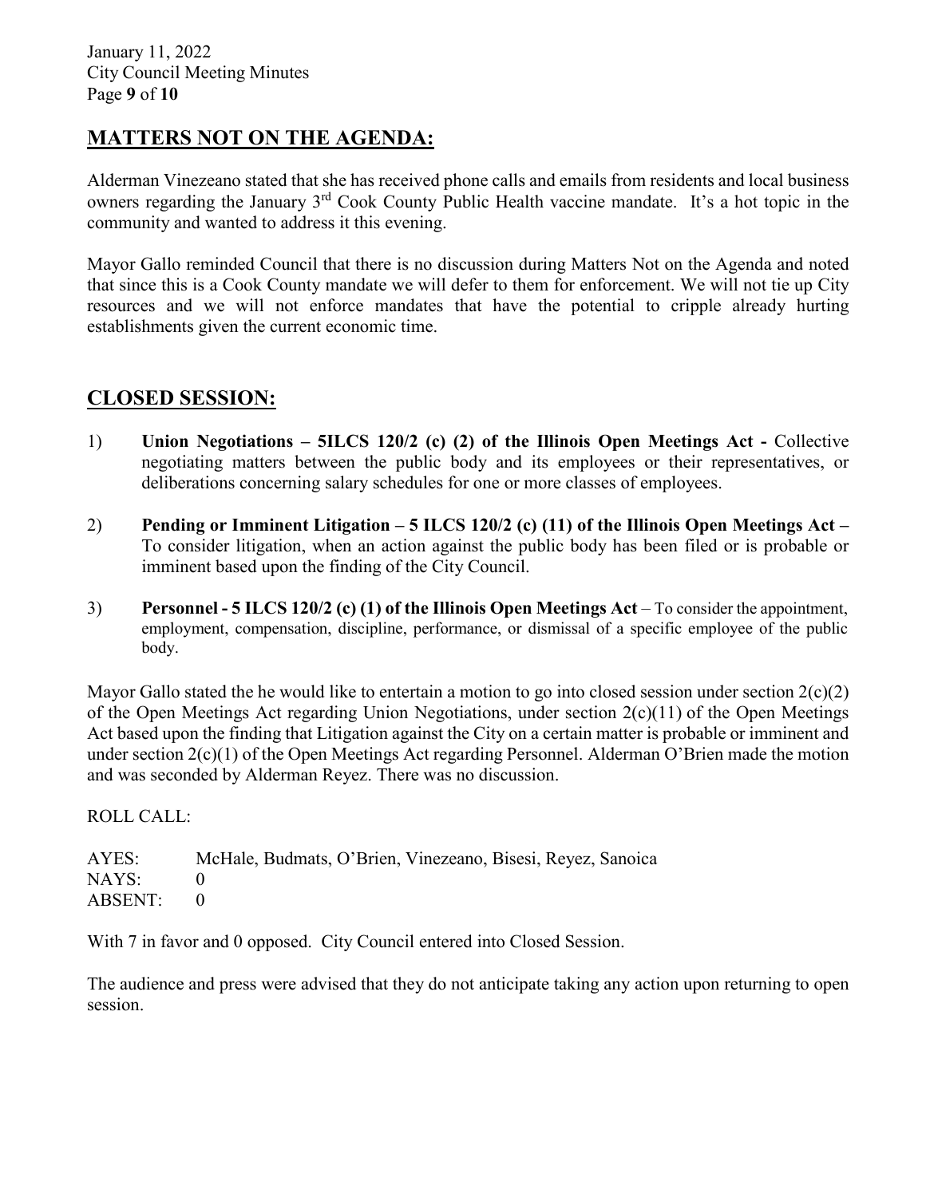## MATTERS NOT ON THE AGENDA:

Alderman Vinezeano stated that she has received phone calls and emails from residents and local business owners regarding the January 3rd Cook County Public Health vaccine mandate. It's a hot topic in the community and wanted to address it this evening.

Mayor Gallo reminded Council that there is no discussion during Matters Not on the Agenda and noted that since this is a Cook County mandate we will defer to them for enforcement. We will not tie up City resources and we will not enforce mandates that have the potential to cripple already hurting establishments given the current economic time.

## CLOSED SESSION:

1) **Union Negotiations – 5ILCS 120/2 (c) (2) of the Illinois Open Meetings Act -** Collective negotiating matters between the public body and its employees or their representatives, or deliberations concerning salary schedules for one or more classes of employees.

2) **Pending or Imminent Litigation – 5 ILCS 120/2 (c) (11) of the Illinois Open Meetings Act –** To consider litigation, when an action against the public body has been filed or is probable or imminent based upon the finding of the City Council.

3) **Personnel - 5 ILCS 120/2 (c) (1) of the Illinois Open Meetings Act** – To consider the appointment, employment, compensation, discipline, performance, or dismissal of a specific employee of the public body.

Mayor Gallo stated the he would like to entertain a motion to go into closed session under section 2(c)(2) of the Open Meetings Act regarding Union Negotiations, under section 2(c)(11) of the Open Meetings Act based upon the finding that Litigation against the City on a certain matter is probable or imminent and under section 2(c)(1) of the Open Meetings Act regarding Personnel. Alderman O'Brien made the motion and was seconded by Alderman Reyez. There was no discussion.

ROLL CALL:

AYES: McHale, Budmats, O'Brien, Vinezeano, Bisesi, Reyez, Sanoica
NAYS: 0
ABSENT: 0

With 7 in favor and 0 opposed. City Council entered into Closed Session.

The audience and press were advised that they do not anticipate taking any action upon returning to open session.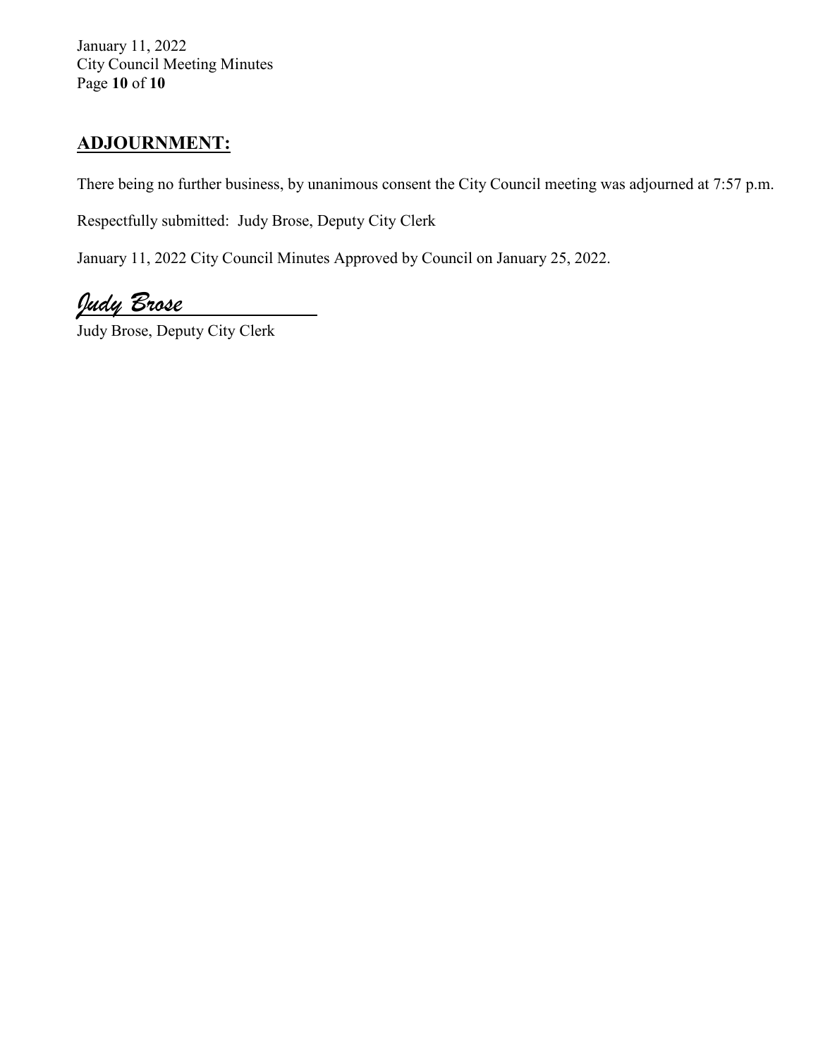## ADJOURNMENT:

There being no further business, by unanimous consent the City Council meeting was adjourned at 7:57 p.m.

Respectfully submitted: Judy Brose, Deputy City Clerk

January 11, 2022 City Council Minutes Approved by Council on January 25, 2022.

*Judy Brose*

Judy Brose, Deputy City Clerk